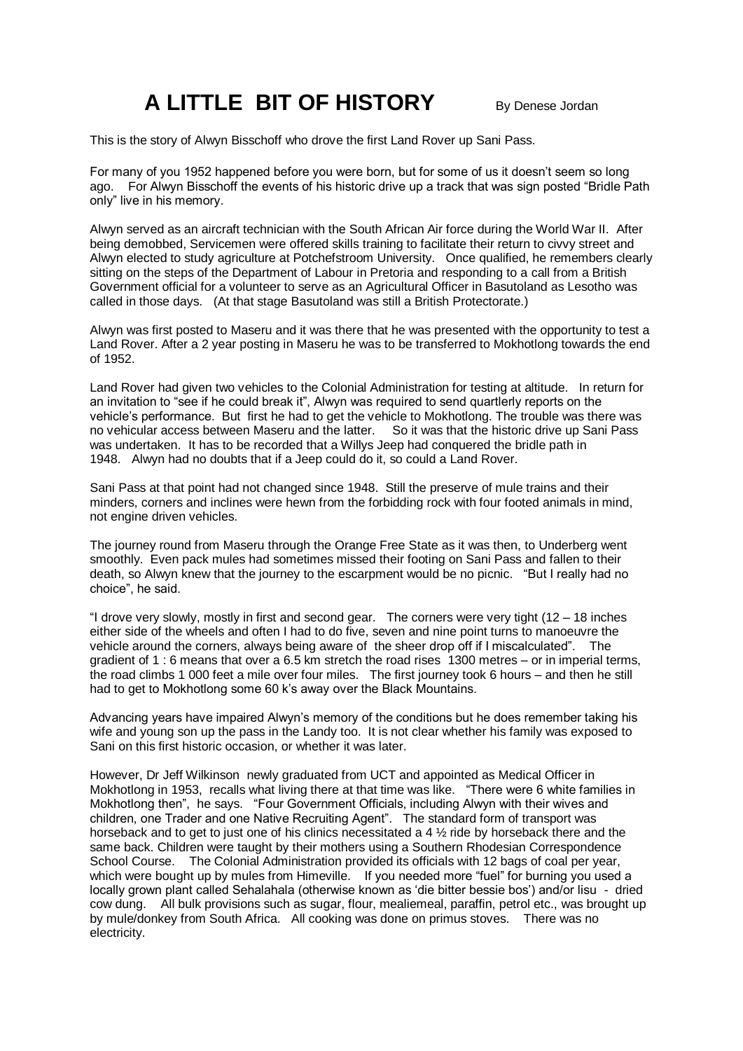# A LITTLE BIT OF HISTORY

By Denese Jordan

This is the story of Alwyn Bisschoff who drove the first Land Rover up Sani Pass.

For many of you 1952 happened before you were born, but for some of us it doesn't seem so long ago. For Alwyn Bisschoff the events of his historic drive up a track that was sign posted "Bridle Path only" live in his memory.

Alwyn served as an aircraft technician with the South African Air force during the World War II. After being demobbed, Servicemen were offered skills training to facilitate their return to civvy street and Alwyn elected to study agriculture at Potchefstroom University. Once qualified, he remembers clearly sitting on the steps of the Department of Labour in Pretoria and responding to a call from a British Government official for a volunteer to serve as an Agricultural Officer in Basutoland as Lesotho was called in those days. (At that stage Basutoland was still a British Protectorate.)

Alwyn was first posted to Maseru and it was there that he was presented with the opportunity to test a Land Rover. After a 2 year posting in Maseru he was to be transferred to Mokhotlong towards the end of 1952.

Land Rover had given two vehicles to the Colonial Administration for testing at altitude. In return for an invitation to "see if he could break it", Alwyn was required to send quartlerly reports on the vehicle's performance. But first he had to get the vehicle to Mokhotlong. The trouble was there was no vehicular access between Maseru and the latter. So it was that the historic drive up Sani Pass was undertaken. It has to be recorded that a Willys Jeep had conquered the bridle path in 1948. Alwyn had no doubts that if a Jeep could do it, so could a Land Rover.

Sani Pass at that point had not changed since 1948. Still the preserve of mule trains and their minders, corners and inclines were hewn from the forbidding rock with four footed animals in mind, not engine driven vehicles.

The journey round from Maseru through the Orange Free State as it was then, to Underberg went smoothly. Even pack mules had sometimes missed their footing on Sani Pass and fallen to their death, so Alwyn knew that the journey to the escarpment would be no picnic. "But I really had no choice", he said.

"I drove very slowly, mostly in first and second gear. The corners were very tight (12 – 18 inches either side of the wheels and often I had to do five, seven and nine point turns to manoeuvre the vehicle around the corners, always being aware of the sheer drop off if I miscalculated". The gradient of 1 : 6 means that over a 6.5 km stretch the road rises 1300 metres – or in imperial terms, the road climbs 1 000 feet a mile over four miles. The first journey took 6 hours – and then he still had to get to Mokhotlong some 60 k's away over the Black Mountains.

Advancing years have impaired Alwyn's memory of the conditions but he does remember taking his wife and young son up the pass in the Landy too. It is not clear whether his family was exposed to Sani on this first historic occasion, or whether it was later.

However, Dr Jeff Wilkinson newly graduated from UCT and appointed as Medical Officer in Mokhotlong in 1953, recalls what living there at that time was like. "There were 6 white families in Mokhotlong then", he says. "Four Government Officials, including Alwyn with their wives and children, one Trader and one Native Recruiting Agent". The standard form of transport was horseback and to get to just one of his clinics necessitated a 4 ½ ride by horseback there and the same back. Children were taught by their mothers using a Southern Rhodesian Correspondence School Course. The Colonial Administration provided its officials with 12 bags of coal per year, which were bought up by mules from Himeville. If you needed more "fuel" for burning you used a locally grown plant called Sehalahala (otherwise known as 'die bitter bessie bos') and/or lisu - dried cow dung. All bulk provisions such as sugar, flour, mealiemeal, paraffin, petrol etc., was brought up by mule/donkey from South Africa. All cooking was done on primus stoves. There was no electricity.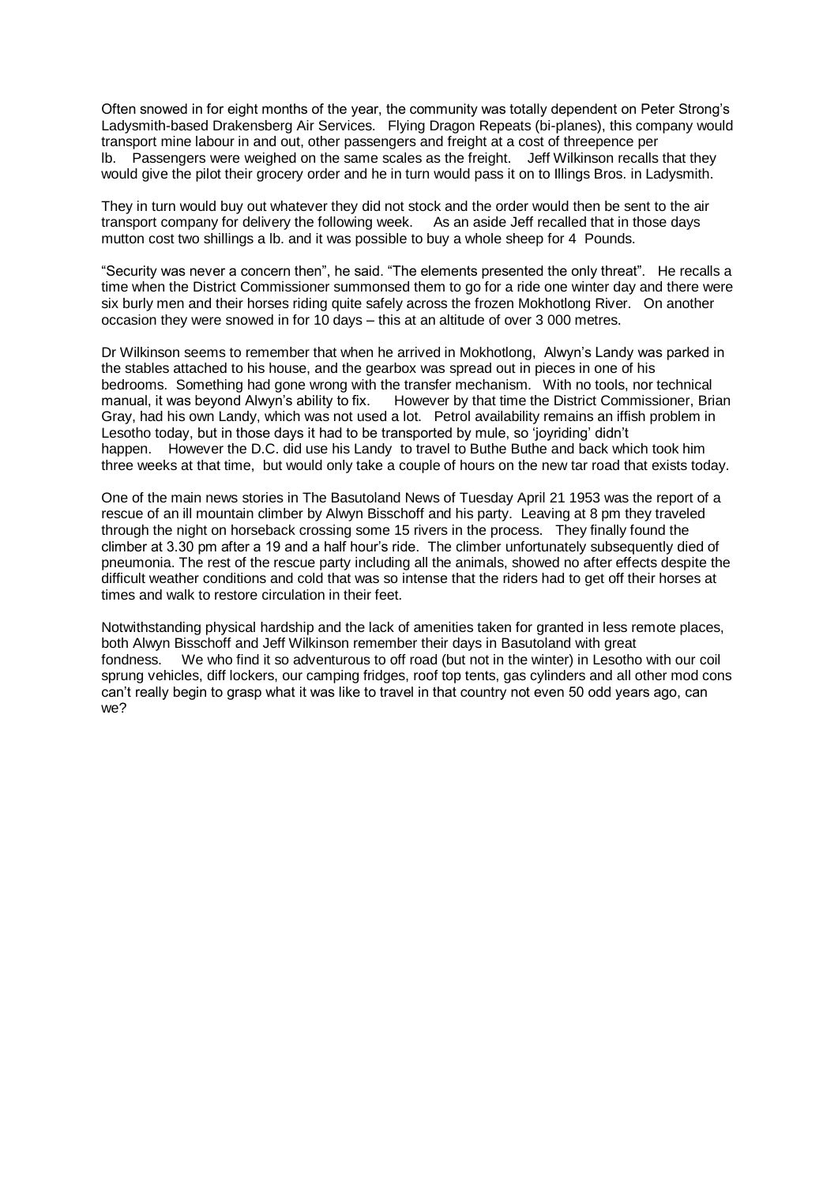Often snowed in for eight months of the year, the community was totally dependent on Peter Strong's Ladysmith-based Drakensberg Air Services. Flying Dragon Repeats (bi-planes), this company would transport mine labour in and out, other passengers and freight at a cost of threepence per lb. Passengers were weighed on the same scales as the freight. Jeff Wilkinson recalls that they would give the pilot their grocery order and he in turn would pass it on to Illings Bros. in Ladysmith.

They in turn would buy out whatever they did not stock and the order would then be sent to the air transport company for delivery the following week. As an aside Jeff recalled that in those days mutton cost two shillings a lb. and it was possible to buy a whole sheep for 4 Pounds.

"Security was never a concern then", he said. "The elements presented the only threat". He recalls a time when the District Commissioner summonsed them to go for a ride one winter day and there were six burly men and their horses riding quite safely across the frozen Mokhotlong River. On another occasion they were snowed in for 10 days – this at an altitude of over 3 000 metres.

Dr Wilkinson seems to remember that when he arrived in Mokhotlong, Alwyn's Landy was parked in the stables attached to his house, and the gearbox was spread out in pieces in one of his bedrooms. Something had gone wrong with the transfer mechanism. With no tools, nor technical manual, it was beyond Alwyn's ability to fix. However by that time the District Commissioner, Brian Gray, had his own Landy, which was not used a lot. Petrol availability remains an iffish problem in Lesotho today, but in those days it had to be transported by mule, so 'joyriding' didn't happen. However the D.C. did use his Landy to travel to Buthe Buthe and back which took him three weeks at that time, but would only take a couple of hours on the new tar road that exists today.

One of the main news stories in The Basutoland News of Tuesday April 21 1953 was the report of a rescue of an ill mountain climber by Alwyn Bisschoff and his party. Leaving at 8 pm they traveled through the night on horseback crossing some 15 rivers in the process. They finally found the climber at 3.30 pm after a 19 and a half hour's ride. The climber unfortunately subsequently died of pneumonia. The rest of the rescue party including all the animals, showed no after effects despite the difficult weather conditions and cold that was so intense that the riders had to get off their horses at times and walk to restore circulation in their feet.

Notwithstanding physical hardship and the lack of amenities taken for granted in less remote places, both Alwyn Bisschoff and Jeff Wilkinson remember their days in Basutoland with great fondness. We who find it so adventurous to off road (but not in the winter) in Lesotho with our coil sprung vehicles, diff lockers, our camping fridges, roof top tents, gas cylinders and all other mod cons can't really begin to grasp what it was like to travel in that country not even 50 odd years ago, can we?